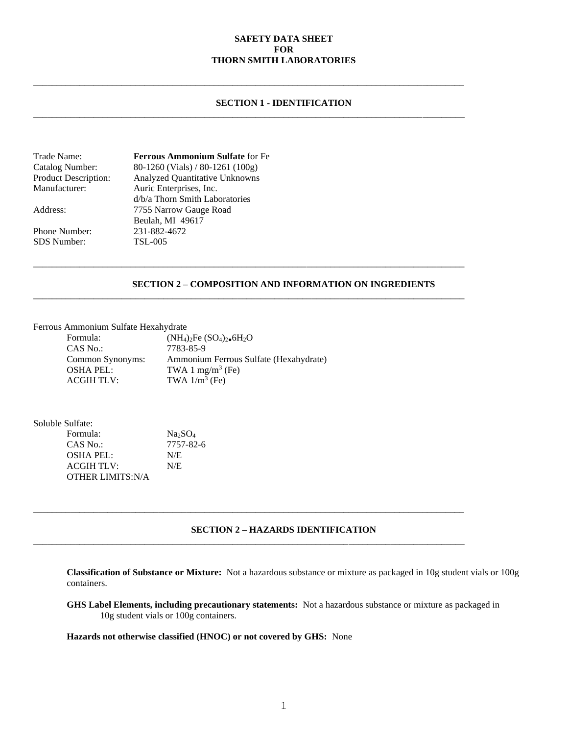**SAFETY DATA SHEET**
**FOR**
**THORN SMITH LABORATORIES**

---

## SECTION 1 - IDENTIFICATION

---

| | |
|---|---|
| Trade Name: | **Ferrous Ammonium Sulfate** for Fe |
| Catalog Number: | 80-1260 (Vials) / 80-1261 (100g) |
| Product Description: | Analyzed Quantitative Unknowns |
| Manufacturer: | Auric Enterprises, Inc. d/b/a Thorn Smith Laboratories |
| Address: | 7755 Narrow Gauge Road Beulah, MI 49617 |
| Phone Number: | 231-882-4672 |
| SDS Number: | TSL-005 |

---

## SECTION 2 – COMPOSITION AND INFORMATION ON INGREDIENTS

---

Ferrous Ammonium Sulfate Hexahydrate

| | |
|---|---|
| Formula: | $(NH_4)_2Fe(SO_4)_2 \bullet 6H_2O$ |
| CAS No.: | 7783-85-9 |
| Common Synonyms: | Ammonium Ferrous Sulfate (Hexahydrate) |
| OSHA PEL: | TWA 1 mg/m$^3$ (Fe) |
| ACGIH TLV: | TWA 1/m$^3$ (Fe) |

Soluble Sulfate:

| | |
|---|---|
| Formula: | $Na_2SO_4$ |
| CAS No.: | 7757-82-6 |
| OSHA PEL: | N/E |
| ACGIH TLV: | N/E |
| OTHER LIMITS: | N/A |

---

## SECTION 2 – HAZARDS IDENTIFICATION

---

**Classification of Substance or Mixture:** Not a hazardous substance or mixture as packaged in 10g student vials or 100g containers.

**GHS Label Elements, including precautionary statements:** Not a hazardous substance or mixture as packaged in 10g student vials or 100g containers.

**Hazards not otherwise classified (HNOC) or not covered by GHS:** None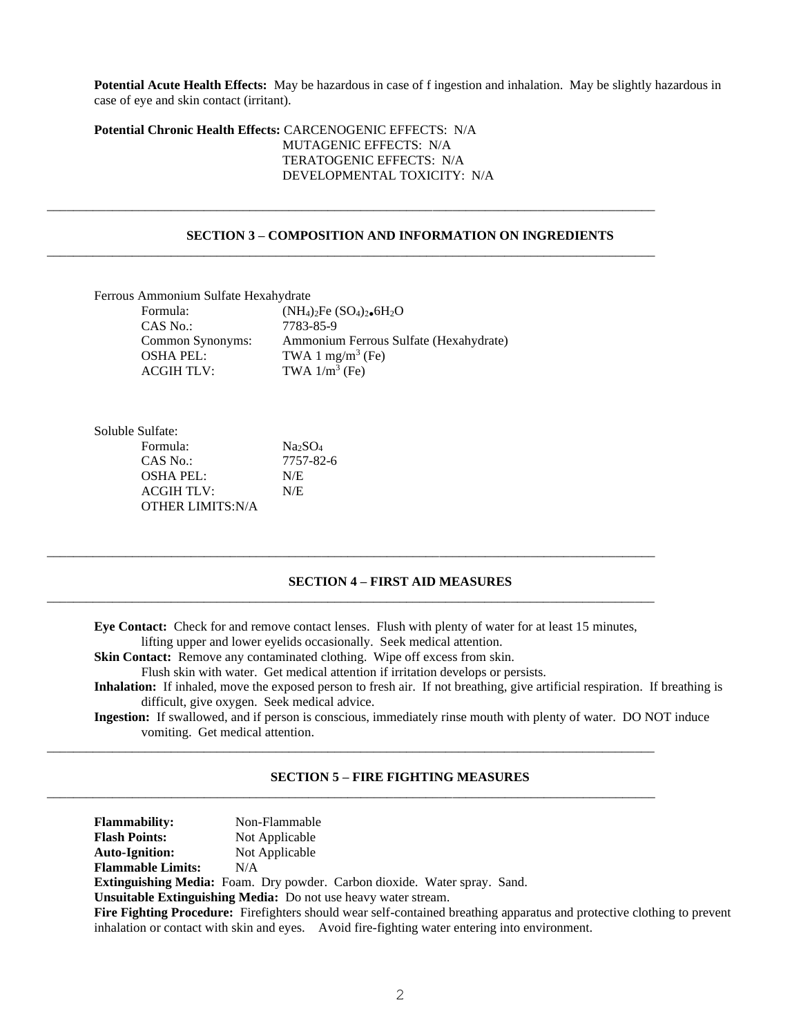**Potential Acute Health Effects:** May be hazardous in case of f ingestion and inhalation. May be slightly hazardous in case of eye and skin contact (irritant).

**Potential Chronic Health Effects:** CARCENOGENIC EFFECTS: N/A
MUTAGENIC EFFECTS: N/A
TERATOGENIC EFFECTS: N/A
DEVELOPMENTAL TOXICITY: N/A

---

## SECTION 3 – COMPOSITION AND INFORMATION ON INGREDIENTS

---

Ferrous Ammonium Sulfate Hexahydrate

| | |
|---|---|
| Formula: | $(NH_4)_2Fe\ (SO_4)_2 \bullet 6H_2O$ |
| CAS No.: | 7783-85-9 |
| Common Synonyms: | Ammonium Ferrous Sulfate (Hexahydrate) |
| OSHA PEL: | TWA 1 mg/m$^3$ (Fe) |
| ACGIH TLV: | TWA 1/m$^3$ (Fe) |

Soluble Sulfate:

| | |
|---|---|
| Formula: | $Na_2SO_4$ |
| CAS No.: | 7757-82-6 |
| OSHA PEL: | N/E |
| ACGIH TLV: | N/E |
| OTHER LIMITS:N/A | |

---

## SECTION 4 – FIRST AID MEASURES

---

**Eye Contact:** Check for and remove contact lenses. Flush with plenty of water for at least 15 minutes, lifting upper and lower eyelids occasionally. Seek medical attention.

**Skin Contact:** Remove any contaminated clothing. Wipe off excess from skin. Flush skin with water. Get medical attention if irritation develops or persists.

**Inhalation:** If inhaled, move the exposed person to fresh air. If not breathing, give artificial respiration. If breathing is difficult, give oxygen. Seek medical advice.

**Ingestion:** If swallowed, and if person is conscious, immediately rinse mouth with plenty of water. DO NOT induce vomiting. Get medical attention.

---

## SECTION 5 – FIRE FIGHTING MEASURES

---

**Flammability:** Non-Flammable
**Flash Points:** Not Applicable
**Auto-Ignition:** Not Applicable
**Flammable Limits:** N/A
**Extinguishing Media:** Foam. Dry powder. Carbon dioxide. Water spray. Sand.
**Unsuitable Extinguishing Media:** Do not use heavy water stream.
**Fire Fighting Procedure:** Firefighters should wear self-contained breathing apparatus and protective clothing to prevent inhalation or contact with skin and eyes. Avoid fire-fighting water entering into environment.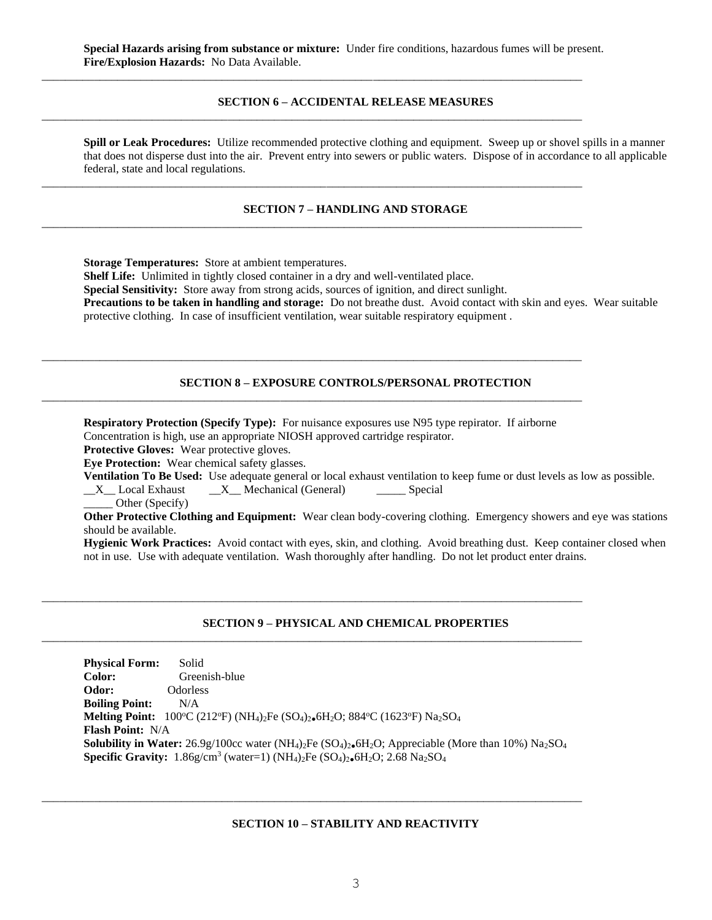**Special Hazards arising from substance or mixture:** Under fire conditions, hazardous fumes will be present.
**Fire/Explosion Hazards:** No Data Available.

## SECTION 6 – ACCIDENTAL RELEASE MEASURES

**Spill or Leak Procedures:** Utilize recommended protective clothing and equipment. Sweep up or shovel spills in a manner that does not disperse dust into the air. Prevent entry into sewers or public waters. Dispose of in accordance to all applicable federal, state and local regulations.

## SECTION 7 – HANDLING AND STORAGE

**Storage Temperatures:** Store at ambient temperatures.
**Shelf Life:** Unlimited in tightly closed container in a dry and well-ventilated place.
**Special Sensitivity:** Store away from strong acids, sources of ignition, and direct sunlight.
**Precautions to be taken in handling and storage:** Do not breathe dust. Avoid contact with skin and eyes. Wear suitable protective clothing. In case of insufficient ventilation, wear suitable respiratory equipment .

## SECTION 8 – EXPOSURE CONTROLS/PERSONAL PROTECTION

**Respiratory Protection (Specify Type):** For nuisance exposures use N95 type repirator. If airborne Concentration is high, use an appropriate NIOSH approved cartridge respirator.
**Protective Gloves:** Wear protective gloves.
**Eye Protection:** Wear chemical safety glasses.
**Ventilation To Be Used:** Use adequate general or local exhaust ventilation to keep fume or dust levels as low as possible.
__X__ Local Exhaust __X__ Mechanical (General) _____ Special
_____ Other (Specify)
**Other Protective Clothing and Equipment:** Wear clean body-covering clothing. Emergency showers and eye was stations should be available.
**Hygienic Work Practices:** Avoid contact with eyes, skin, and clothing. Avoid breathing dust. Keep container closed when not in use. Use with adequate ventilation. Wash thoroughly after handling. Do not let product enter drains.

## SECTION 9 – PHYSICAL AND CHEMICAL PROPERTIES

**Physical Form:** Solid
**Color:** Greenish-blue
**Odor:** Odorless
**Boiling Point:** N/A
**Melting Point:** 100°C (212°F) $(NH_4)_2Fe(SO_4)_2 \bullet 6H_2O$; 884°C (1623°F) $Na_2SO_4$
**Flash Point:** N/A
**Solubility in Water:** 26.9g/100cc water $(NH_4)_2Fe(SO_4)_2 \bullet 6H_2O$; Appreciable (More than 10%) $Na_2SO_4$
**Specific Gravity:** 1.86g/cm$^3$ (water=1) $(NH_4)_2Fe(SO_4)_2 \bullet 6H_2O$; 2.68 $Na_2SO_4$

## SECTION 10 – STABILITY AND REACTIVITY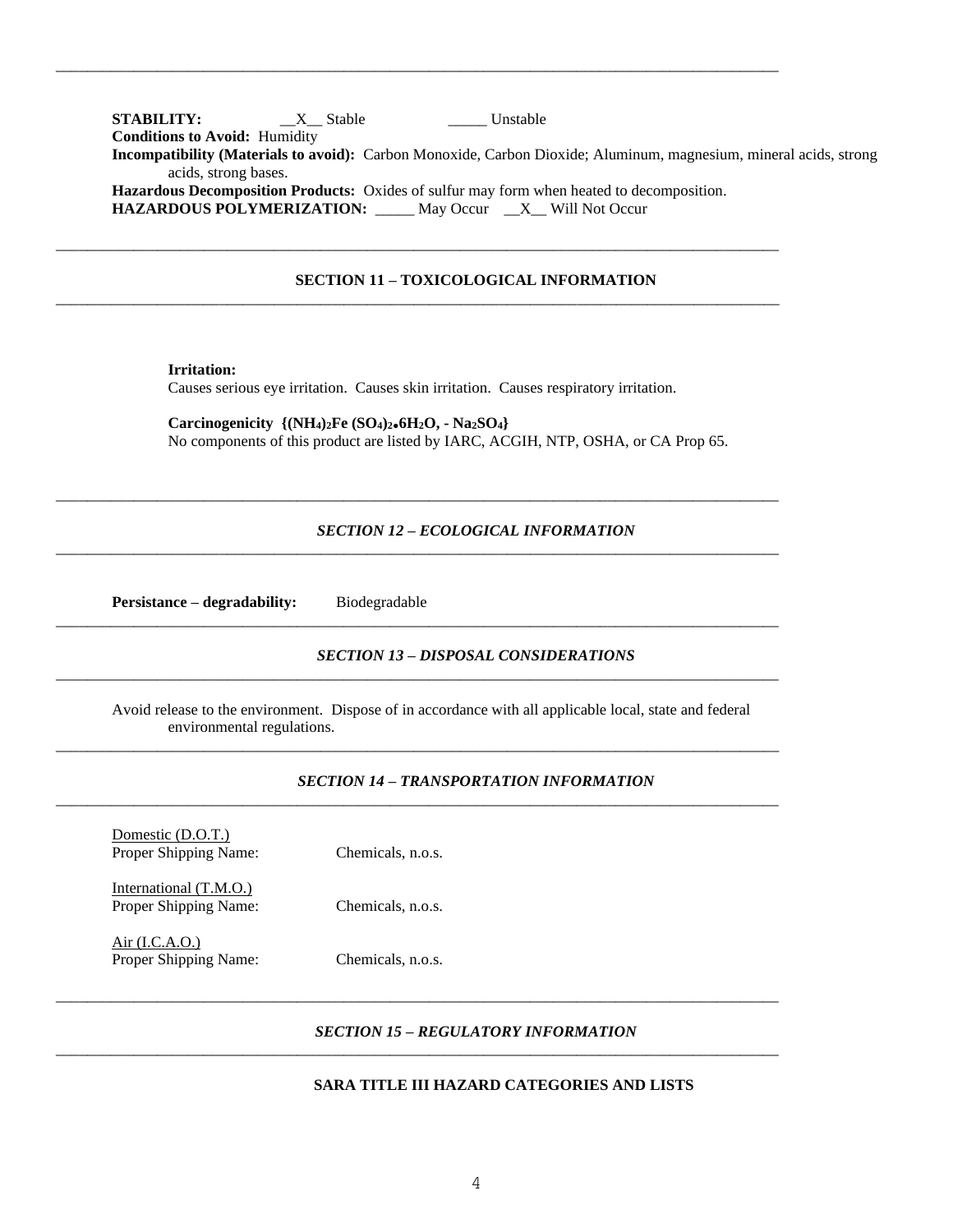**STABILITY:** \_\_X\_\_ Stable \_\_\_\_\_ Unstable

**Conditions to Avoid:** Humidity

**Incompatibility (Materials to avoid):** Carbon Monoxide, Carbon Dioxide; Aluminum, magnesium, mineral acids, strong acids, strong bases.

**Hazardous Decomposition Products:** Oxides of sulfur may form when heated to decomposition.

**HAZARDOUS POLYMERIZATION:** \_\_\_\_\_ May Occur \_\_X\_\_ Will Not Occur

## SECTION 11 – TOXICOLOGICAL INFORMATION

**Irritation:**
Causes serious eye irritation. Causes skin irritation. Causes respiratory irritation.

**Carcinogenicity {$(NH_4)_2Fe(SO_4)_2 \bullet 6H_2O$, - $Na_2SO_4$}**
No components of this product are listed by IARC, ACGIH, NTP, OSHA, or CA Prop 65.

## *SECTION 12 – ECOLOGICAL INFORMATION*

**Persistance – degradability:** Biodegradable

## *SECTION 13 – DISPOSAL CONSIDERATIONS*

Avoid release to the environment. Dispose of in accordance with all applicable local, state and federal environmental regulations.

## *SECTION 14 – TRANSPORTATION INFORMATION*

Domestic (D.O.T.)
Proper Shipping Name: Chemicals, n.o.s.

International (T.M.O.)
Proper Shipping Name: Chemicals, n.o.s.

Air (I.C.A.O.)
Proper Shipping Name: Chemicals, n.o.s.

## *SECTION 15 – REGULATORY INFORMATION*

### SARA TITLE III HAZARD CATEGORIES AND LISTS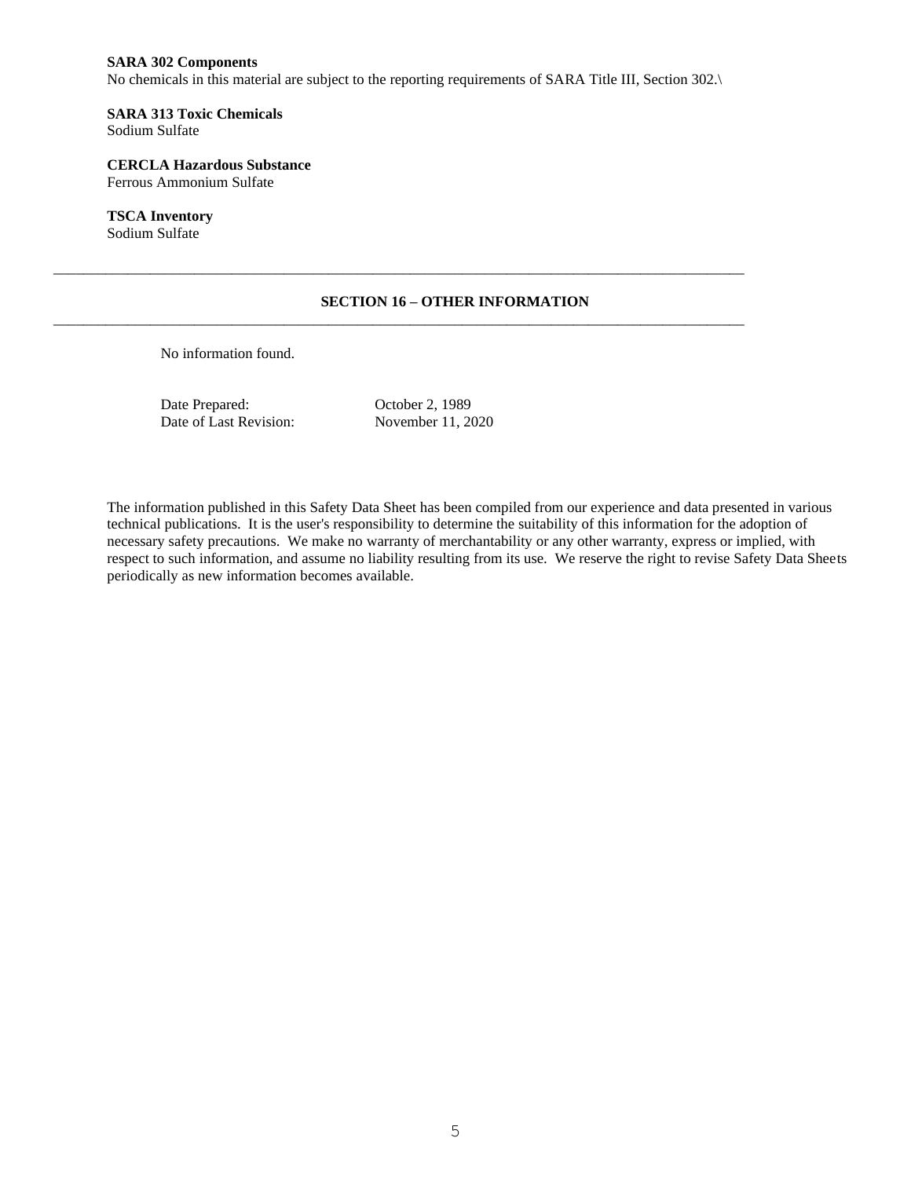**SARA 302 Components**
No chemicals in this material are subject to the reporting requirements of SARA Title III, Section 302.\

**SARA 313 Toxic Chemicals**
Sodium Sulfate

**CERCLA Hazardous Substance**
Ferrous Ammonium Sulfate

**TSCA Inventory**
Sodium Sulfate

---

## SECTION 16 – OTHER INFORMATION

---

No information found.

Date Prepared: October 2, 1989
Date of Last Revision: November 11, 2020

The information published in this Safety Data Sheet has been compiled from our experience and data presented in various technical publications. It is the user's responsibility to determine the suitability of this information for the adoption of necessary safety precautions. We make no warranty of merchantability or any other warranty, express or implied, with respect to such information, and assume no liability resulting from its use. We reserve the right to revise Safety Data Sheets periodically as new information becomes available.